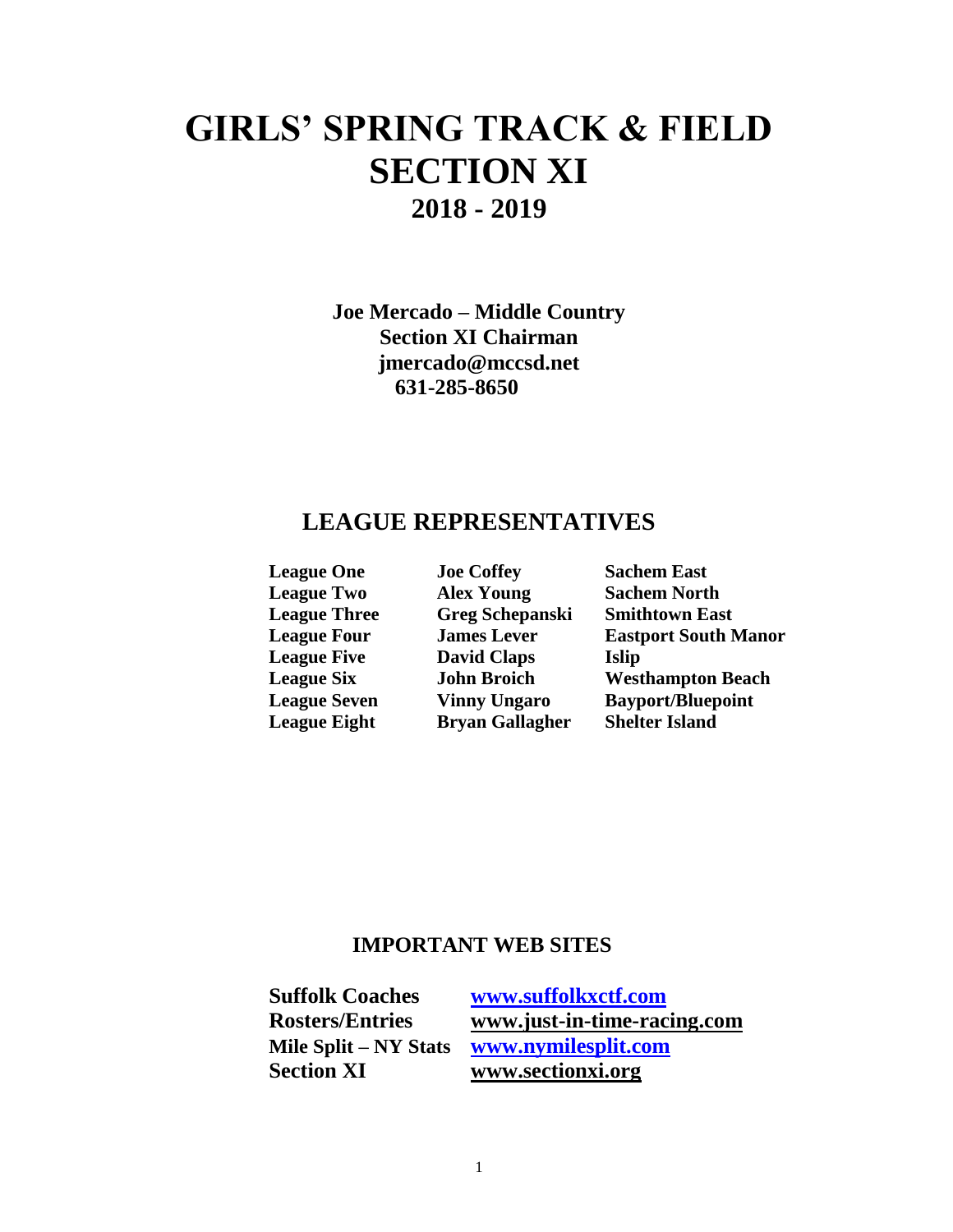# GIRLS' SPRING TRACK & FIELD
# SECTION XI
## 2018 - 2019

**Joe Mercado – Middle Country**
**Section XI Chairman**
**jmercado@mccsd.net**
**631-285-8650**

## LEAGUE REPRESENTATIVES

| | | |
|---|---|---|
| **League One** | **Joe Coffey** | **Sachem East** |
| **League Two** | **Alex Young** | **Sachem North** |
| **League Three** | **Greg Schepanski** | **Smithtown East** |
| **League Four** | **James Lever** | **Eastport South Manor** |
| **League Five** | **David Claps** | **Islip** |
| **League Six** | **John Broich** | **Westhampton Beach** |
| **League Seven** | **Vinny Ungaro** | **Bayport/Bluepoint** |
| **League Eight** | **Bryan Gallagher** | **Shelter Island** |

### IMPORTANT WEB SITES

| | |
|---|---|
| **Suffolk Coaches** | **www.suffolkxctf.com** |
| **Rosters/Entries** | **www.just-in-time-racing.com** |
| **Mile Split – NY Stats** | **www.nymilesplit.com** |
| **Section XI** | **www.sectionxi.org** |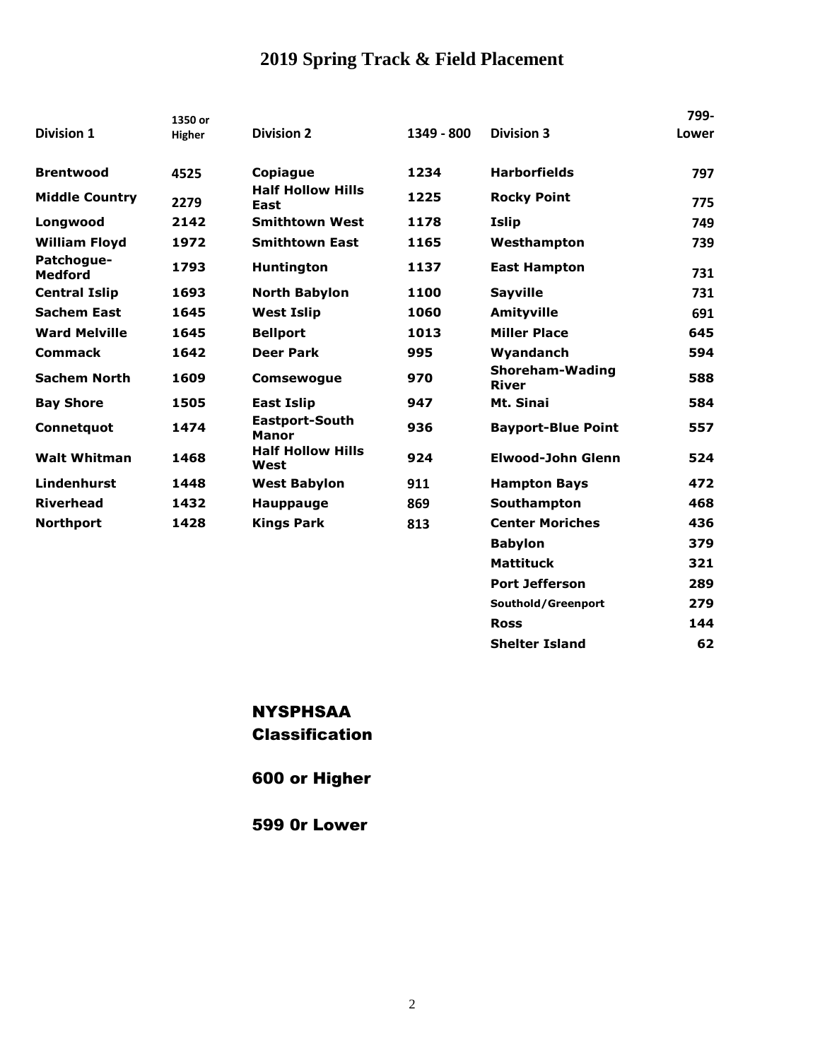# 2019 Spring Track & Field Placement

| Division 1 | 1350 or Higher | Division 2 | 1349 - 800 | Division 3 | 799-Lower |
|---|---|---|---|---|---|
| **Brentwood** | 4525 | **Copiague** | 1234 | **Harborfields** | 797 |
| **Middle Country** | 2279 | **Half Hollow Hills East** | 1225 | **Rocky Point** | 775 |
| **Longwood** | 2142 | **Smithtown West** | 1178 | **Islip** | 749 |
| **William Floyd** | 1972 | **Smithtown East** | 1165 | **Westhampton** | 739 |
| **Patchogue-Medford** | 1793 | **Huntington** | 1137 | **East Hampton** | 731 |
| **Central Islip** | 1693 | **North Babylon** | 1100 | **Sayville** | 731 |
| **Sachem East** | 1645 | **West Islip** | 1060 | **Amityville** | 691 |
| **Ward Melville** | 1645 | **Bellport** | 1013 | **Miller Place** | 645 |
| **Commack** | 1642 | **Deer Park** | 995 | **Wyandanch** | 594 |
| **Sachem North** | 1609 | **Comsewogue** | 970 | **Shoreham-Wading River** | 588 |
| **Bay Shore** | 1505 | **East Islip** | 947 | **Mt. Sinai** | 584 |
| **Connetquot** | 1474 | **Eastport-South Manor** | 936 | **Bayport-Blue Point** | 557 |
| **Walt Whitman** | 1468 | **Half Hollow Hills West** | 924 | **Elwood-John Glenn** | 524 |
| **Lindenhurst** | 1448 | **West Babylon** | 911 | **Hampton Bays** | 472 |
| **Riverhead** | 1432 | **Hauppauge** | 869 | **Southampton** | 468 |
| **Northport** | 1428 | **Kings Park** | 813 | **Center Moriches** | 436 |
| | | | | **Babylon** | 379 |
| | | | | **Mattituck** | 321 |
| | | | | **Port Jefferson** | 289 |
| | | | | **Southold/Greenport** | 279 |
| | | | | **Ross** | 144 |
| | | | | **Shelter Island** | 62 |

**NYSPHSAA Classification**

**600 or Higher**

**599 0r Lower**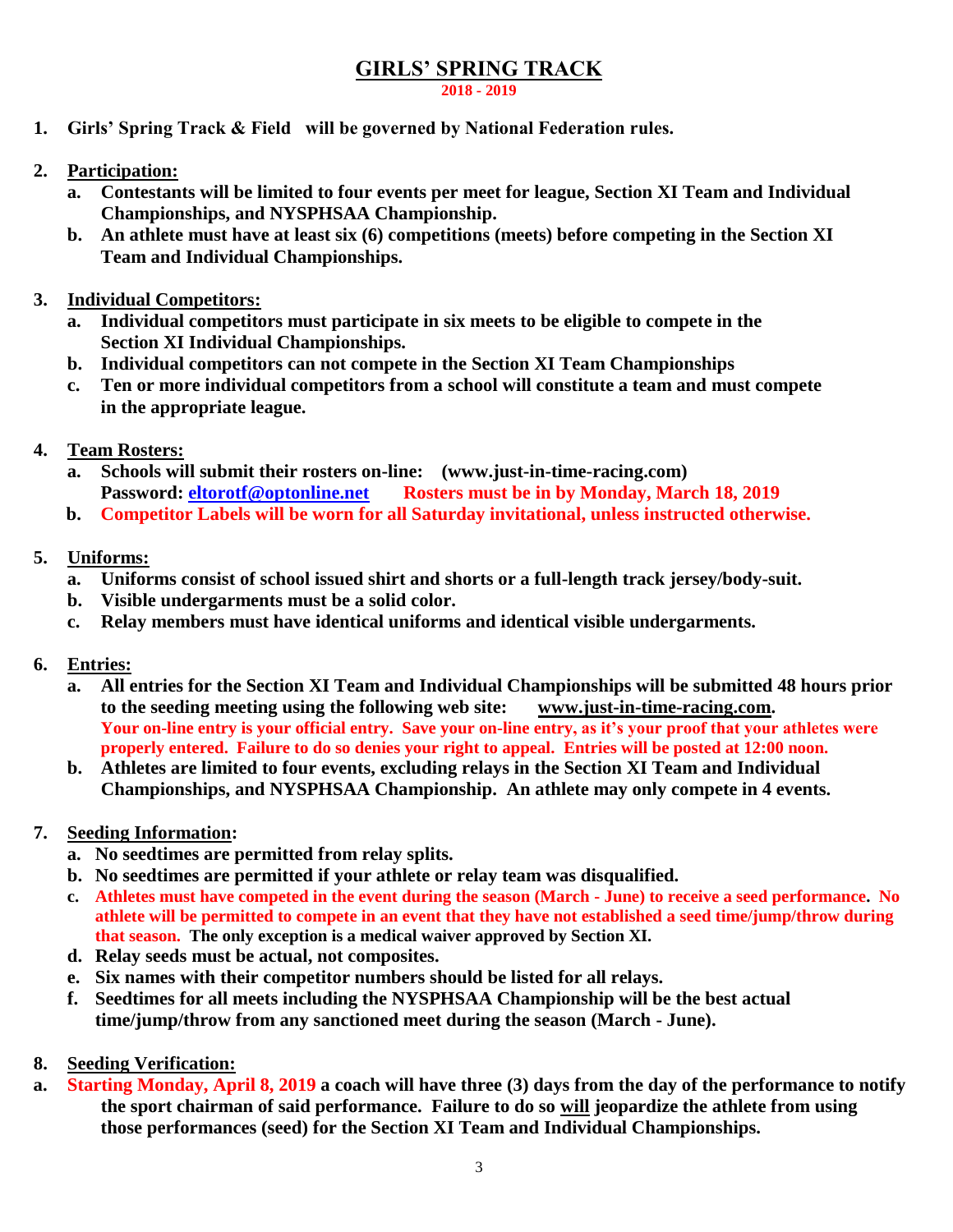# GIRLS' SPRING TRACK

**2018 - 2019**

1. **Girls' Spring Track & Field will be governed by National Federation rules.**

2. **Participation:**
   a. **Contestants will be limited to four events per meet for league, Section XI Team and Individual Championships, and NYSPHSAA Championship.**
   b. **An athlete must have at least six (6) competitions (meets) before competing in the Section XI Team and Individual Championships.**

3. **Individual Competitors:**
   a. **Individual competitors must participate in six meets to be eligible to compete in the Section XI Individual Championships.**
   b. **Individual competitors can not compete in the Section XI Team Championships**
   c. **Ten or more individual competitors from a school will constitute a team and must compete in the appropriate league.**

4. **Team Rosters:**
   a. **Schools will submit their rosters on-line: (www.just-in-time-racing.com) Password: eltorotf@optonline.net Rosters must be in by Monday, March 18, 2019**
   b. **Competitor Labels will be worn for all Saturday invitational, unless instructed otherwise.**

5. **Uniforms:**
   a. **Uniforms consist of school issued shirt and shorts or a full-length track jersey/body-suit.**
   b. **Visible undergarments must be a solid color.**
   c. **Relay members must have identical uniforms and identical visible undergarments.**

6. **Entries:**
   a. **All entries for the Section XI Team and Individual Championships will be submitted 48 hours prior to the seeding meeting using the following web site: www.just-in-time-racing.com. Your on-line entry is your official entry. Save your on-line entry, as it's your proof that your athletes were properly entered. Failure to do so denies your right to appeal. Entries will be posted at 12:00 noon.**
   b. **Athletes are limited to four events, excluding relays in the Section XI Team and Individual Championships, and NYSPHSAA Championship. An athlete may only compete in 4 events.**

7. **Seeding Information:**
   a. **No seedtimes are permitted from relay splits.**
   b. **No seedtimes are permitted if your athlete or relay team was disqualified.**
   c. **Athletes must have competed in the event during the season (March - June) to receive a seed performance. No athlete will be permitted to compete in an event that they have not established a seed time/jump/throw during that season. The only exception is a medical waiver approved by Section XI.**
   d. **Relay seeds must be actual, not composites.**
   e. **Six names with their competitor numbers should be listed for all relays.**
   f. **Seedtimes for all meets including the NYSPHSAA Championship will be the best actual time/jump/throw from any sanctioned meet during the season (March - June).**

8. **Seeding Verification:**
   a. **Starting Monday, April 8, 2019 a coach will have three (3) days from the day of the performance to notify the sport chairman of said performance. Failure to do so will jeopardize the athlete from using those performances (seed) for the Section XI Team and Individual Championships.**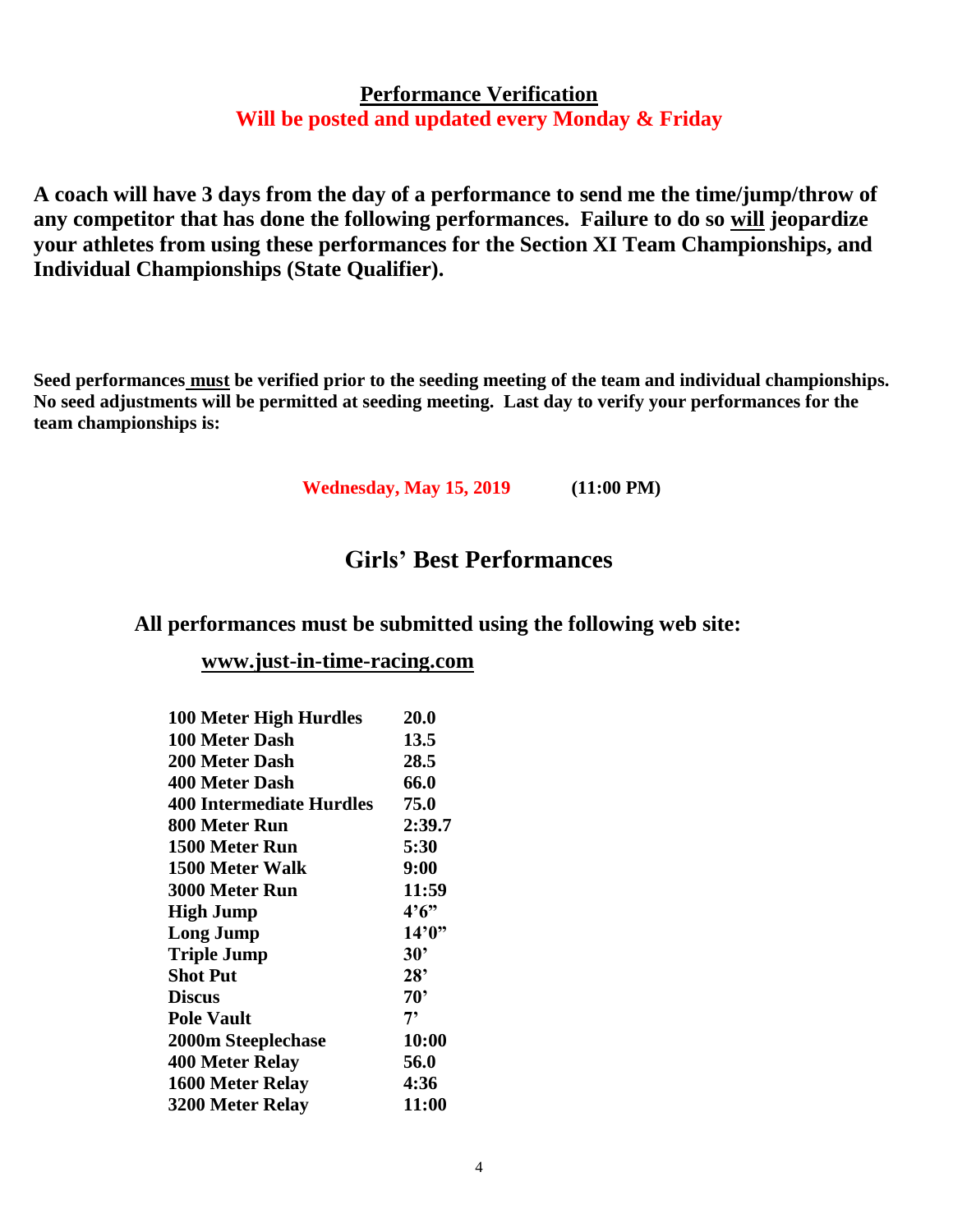## Performance Verification

**Will be posted and updated every Monday & Friday**

**A coach will have 3 days from the day of a performance to send me the time/jump/throw of any competitor that has done the following performances. Failure to do so will jeopardize your athletes from using these performances for the Section XI Team Championships, and Individual Championships (State Qualifier).**

**Seed performances must be verified prior to the seeding meeting of the team and individual championships. No seed adjustments will be permitted at seeding meeting. Last day to verify your performances for the team championships is:**

**Wednesday, May 15, 2019 (11:00 PM)**

## Girls' Best Performances

**All performances must be submitted using the following web site:**

**www.just-in-time-racing.com**

| Event | Performance |
|---|---|
| 100 Meter High Hurdles | 20.0 |
| 100 Meter Dash | 13.5 |
| 200 Meter Dash | 28.5 |
| 400 Meter Dash | 66.0 |
| 400 Intermediate Hurdles | 75.0 |
| 800 Meter Run | 2:39.7 |
| 1500 Meter Run | 5:30 |
| 1500 Meter Walk | 9:00 |
| 3000 Meter Run | 11:59 |
| High Jump | 4'6" |
| Long Jump | 14'0" |
| Triple Jump | 30' |
| Shot Put | 28' |
| Discus | 70' |
| Pole Vault | 7' |
| 2000m Steeplechase | 10:00 |
| 400 Meter Relay | 56.0 |
| 1600 Meter Relay | 4:36 |
| 3200 Meter Relay | 11:00 |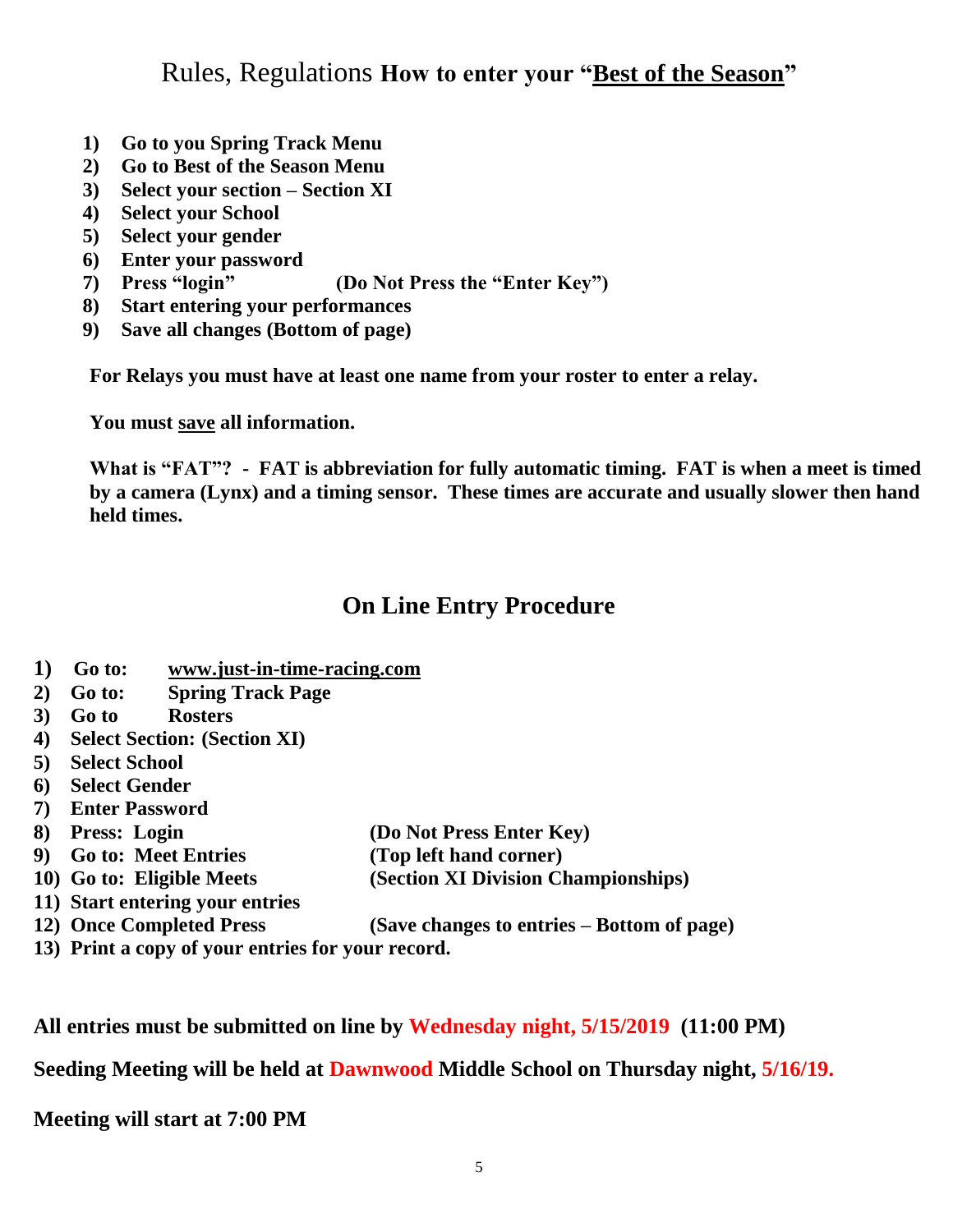# Rules, Regulations **How to enter your "Best of the Season"**

1) **Go to you Spring Track Menu**
2) **Go to Best of the Season Menu**
3) **Select your section – Section XI**
4) **Select your School**
5) **Select your gender**
6) **Enter your password**
7) **Press "login"** **(Do Not Press the "Enter Key")**
8) **Start entering your performances**
9) **Save all changes (Bottom of page)**

**For Relays you must have at least one name from your roster to enter a relay.**

**You must save all information.**

**What is "FAT"? - FAT is abbreviation for fully automatic timing. FAT is when a meet is timed by a camera (Lynx) and a timing sensor. These times are accurate and usually slower then hand held times.**

## On Line Entry Procedure

1) **Go to: www.just-in-time-racing.com**
2) **Go to: Spring Track Page**
3) **Go to Rosters**
4) **Select Section: (Section XI)**
5) **Select School**
6) **Select Gender**
7) **Enter Password**
8) **Press: Login** **(Do Not Press Enter Key)**
9) **Go to: Meet Entries** **(Top left hand corner)**
10) **Go to: Eligible Meets** **(Section XI Division Championships)**
11) **Start entering your entries**
12) **Once Completed Press** **(Save changes to entries – Bottom of page)**
13) **Print a copy of your entries for your record.**

**All entries must be submitted on line by Wednesday night, 5/15/2019 (11:00 PM)**

**Seeding Meeting will be held at Dawnwood Middle School on Thursday night, 5/16/19.**

**Meeting will start at 7:00 PM**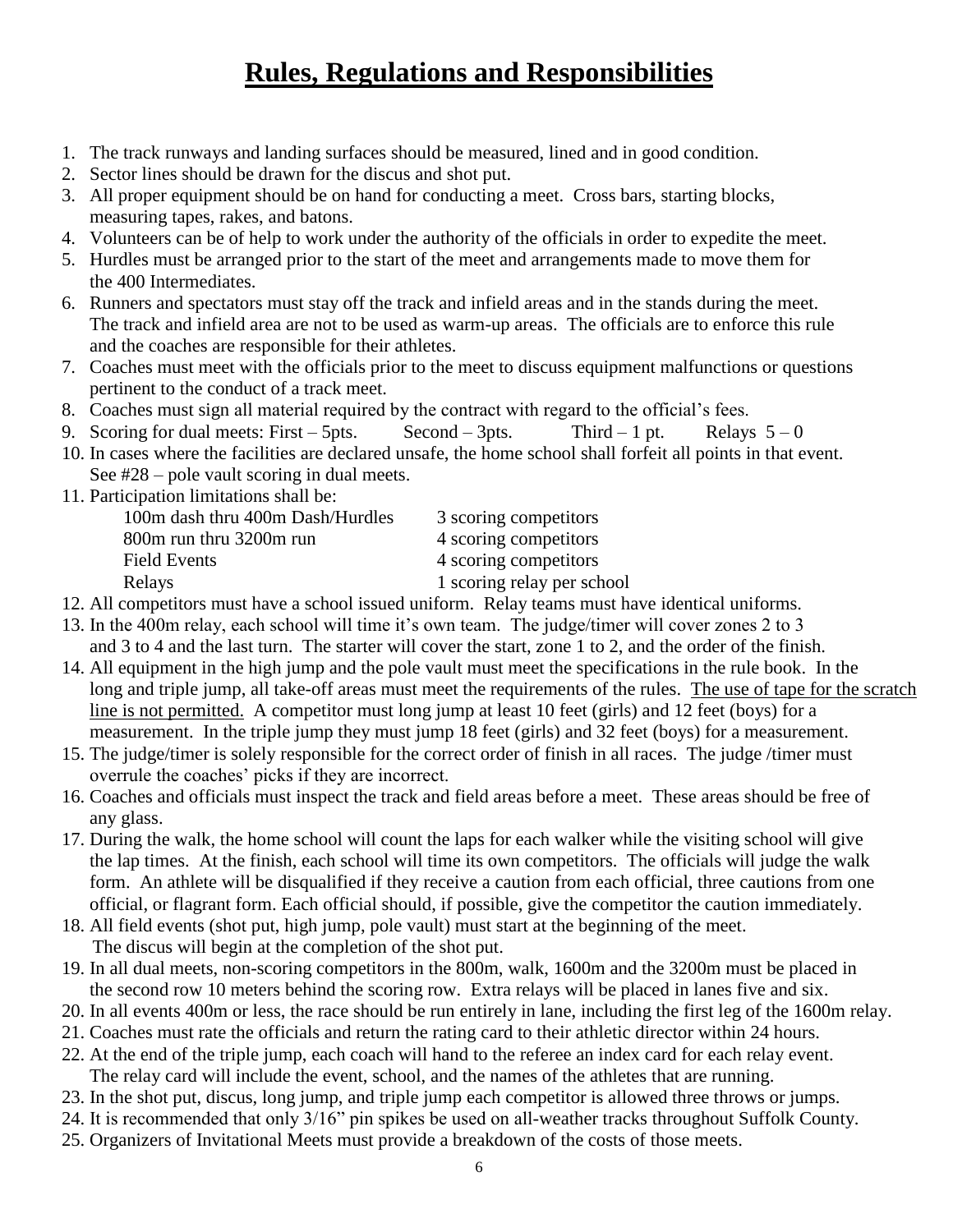# **Rules, Regulations and Responsibilities**

1. The track runways and landing surfaces should be measured, lined and in good condition.
2. Sector lines should be drawn for the discus and shot put.
3. All proper equipment should be on hand for conducting a meet. Cross bars, starting blocks, measuring tapes, rakes, and batons.
4. Volunteers can be of help to work under the authority of the officials in order to expedite the meet.
5. Hurdles must be arranged prior to the start of the meet and arrangements made to move them for the 400 Intermediates.
6. Runners and spectators must stay off the track and infield areas and in the stands during the meet. The track and infield area are not to be used as warm-up areas. The officials are to enforce this rule and the coaches are responsible for their athletes.
7. Coaches must meet with the officials prior to the meet to discuss equipment malfunctions or questions pertinent to the conduct of a track meet.
8. Coaches must sign all material required by the contract with regard to the official's fees.
9. Scoring for dual meets: First – 5pts. Second – 3pts. Third – 1 pt. Relays 5 – 0
10. In cases where the facilities are declared unsafe, the home school shall forfeit all points in that event. See #28 – pole vault scoring in dual meets.
11. Participation limitations shall be:

| | |
|---|---|
| 100m dash thru 400m Dash/Hurdles | 3 scoring competitors |
| 800m run thru 3200m run | 4 scoring competitors |
| Field Events | 4 scoring competitors |
| Relays | 1 scoring relay per school |

12. All competitors must have a school issued uniform. Relay teams must have identical uniforms.
13. In the 400m relay, each school will time it's own team. The judge/timer will cover zones 2 to 3 and 3 to 4 and the last turn. The starter will cover the start, zone 1 to 2, and the order of the finish.
14. All equipment in the high jump and the pole vault must meet the specifications in the rule book. In the long and triple jump, all take-off areas must meet the requirements of the rules. <u>The use of tape for the scratch line is not permitted.</u> A competitor must long jump at least 10 feet (girls) and 12 feet (boys) for a measurement. In the triple jump they must jump 18 feet (girls) and 32 feet (boys) for a measurement.
15. The judge/timer is solely responsible for the correct order of finish in all races. The judge /timer must overrule the coaches' picks if they are incorrect.
16. Coaches and officials must inspect the track and field areas before a meet. These areas should be free of any glass.
17. During the walk, the home school will count the laps for each walker while the visiting school will give the lap times. At the finish, each school will time its own competitors. The officials will judge the walk form. An athlete will be disqualified if they receive a caution from each official, three cautions from one official, or flagrant form. Each official should, if possible, give the competitor the caution immediately.
18. All field events (shot put, high jump, pole vault) must start at the beginning of the meet. The discus will begin at the completion of the shot put.
19. In all dual meets, non-scoring competitors in the 800m, walk, 1600m and the 3200m must be placed in the second row 10 meters behind the scoring row. Extra relays will be placed in lanes five and six.
20. In all events 400m or less, the race should be run entirely in lane, including the first leg of the 1600m relay.
21. Coaches must rate the officials and return the rating card to their athletic director within 24 hours.
22. At the end of the triple jump, each coach will hand to the referee an index card for each relay event. The relay card will include the event, school, and the names of the athletes that are running.
23. In the shot put, discus, long jump, and triple jump each competitor is allowed three throws or jumps.
24. It is recommended that only 3/16" pin spikes be used on all-weather tracks throughout Suffolk County.
25. Organizers of Invitational Meets must provide a breakdown of the costs of those meets.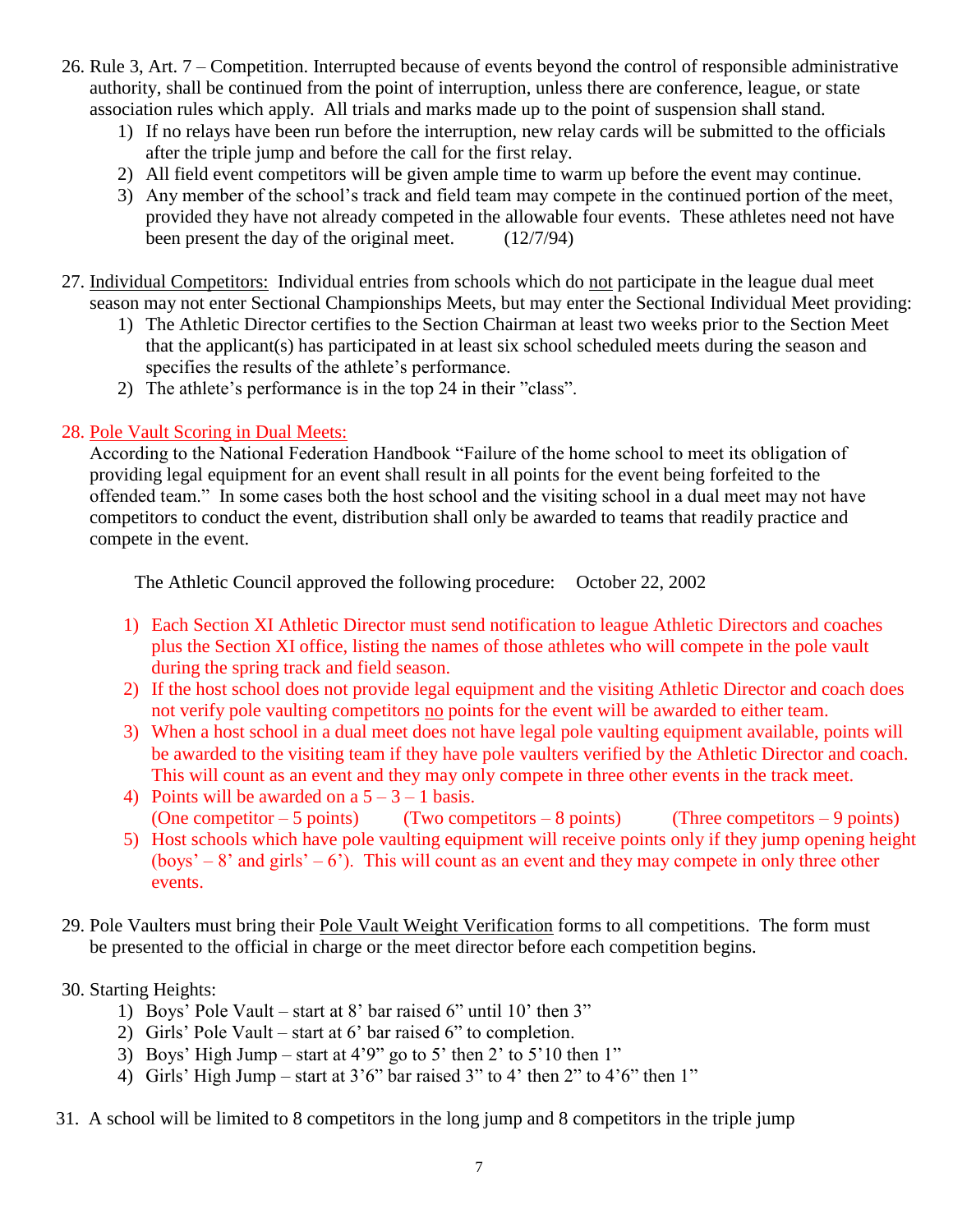26. Rule 3, Art. 7 – Competition. Interrupted because of events beyond the control of responsible administrative authority, shall be continued from the point of interruption, unless there are conference, league, or state association rules which apply. All trials and marks made up to the point of suspension shall stand.
    1) If no relays have been run before the interruption, new relay cards will be submitted to the officials after the triple jump and before the call for the first relay.
    2) All field event competitors will be given ample time to warm up before the event may continue.
    3) Any member of the school's track and field team may compete in the continued portion of the meet, provided they have not already competed in the allowable four events. These athletes need not have been present the day of the original meet. (12/7/94)

27. Individual Competitors: Individual entries from schools which do not participate in the league dual meet season may not enter Sectional Championships Meets, but may enter the Sectional Individual Meet providing:
    1) The Athletic Director certifies to the Section Chairman at least two weeks prior to the Section Meet that the applicant(s) has participated in at least six school scheduled meets during the season and specifies the results of the athlete's performance.
    2) The athlete's performance is in the top 24 in their "class".

28. Pole Vault Scoring in Dual Meets:
    According to the National Federation Handbook "Failure of the home school to meet its obligation of providing legal equipment for an event shall result in all points for the event being forfeited to the offended team." In some cases both the host school and the visiting school in a dual meet may not have competitors to conduct the event, distribution shall only be awarded to teams that readily practice and compete in the event.

    The Athletic Council approved the following procedure: October 22, 2002

    1) Each Section XI Athletic Director must send notification to league Athletic Directors and coaches plus the Section XI office, listing the names of those athletes who will compete in the pole vault during the spring track and field season.
    2) If the host school does not provide legal equipment and the visiting Athletic Director and coach does not verify pole vaulting competitors no points for the event will be awarded to either team.
    3) When a host school in a dual meet does not have legal pole vaulting equipment available, points will be awarded to the visiting team if they have pole vaulters verified by the Athletic Director and coach. This will count as an event and they may only compete in three other events in the track meet.
    4) Points will be awarded on a 5 – 3 – 1 basis.
       (One competitor – 5 points) (Two competitors – 8 points) (Three competitors – 9 points)
    5) Host schools which have pole vaulting equipment will receive points only if they jump opening height (boys' – 8' and girls' – 6'). This will count as an event and they may compete in only three other events.

29. Pole Vaulters must bring their Pole Vault Weight Verification forms to all competitions. The form must be presented to the official in charge or the meet director before each competition begins.

30. Starting Heights:
    1) Boys' Pole Vault – start at 8' bar raised 6" until 10' then 3"
    2) Girls' Pole Vault – start at 6' bar raised 6" to completion.
    3) Boys' High Jump – start at 4'9" go to 5' then 2' to 5'10 then 1"
    4) Girls' High Jump – start at 3'6" bar raised 3" to 4' then 2" to 4'6" then 1"

31. A school will be limited to 8 competitors in the long jump and 8 competitors in the triple jump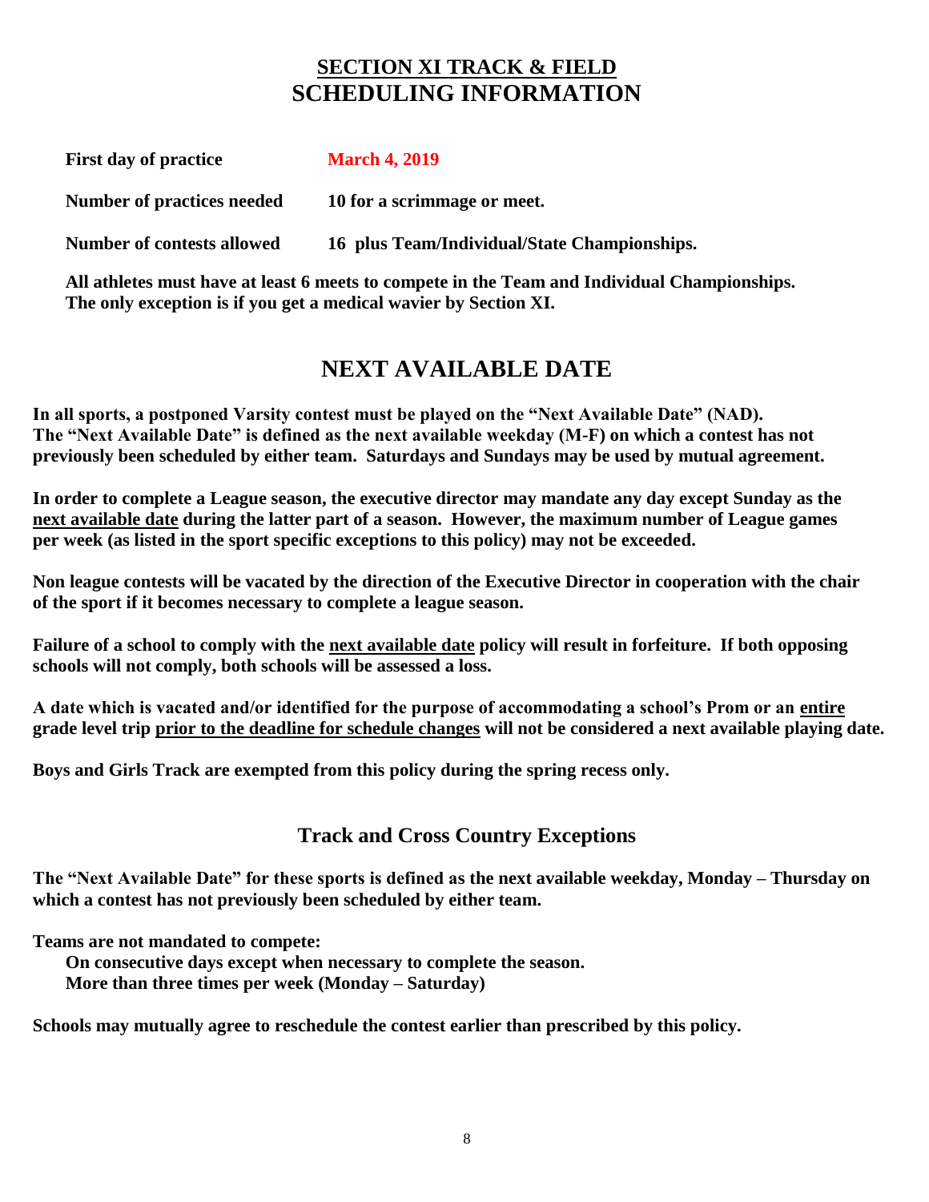# SECTION XI TRACK & FIELD
# SCHEDULING INFORMATION

**First day of practice** **March 4, 2019**

**Number of practices needed** **10 for a scrimmage or meet.**

**Number of contests allowed** **16 plus Team/Individual/State Championships.**

**All athletes must have at least 6 meets to compete in the Team and Individual Championships. The only exception is if you get a medical wavier by Section XI.**

## NEXT AVAILABLE DATE

**In all sports, a postponed Varsity contest must be played on the "Next Available Date" (NAD). The "Next Available Date" is defined as the next available weekday (M-F) on which a contest has not previously been scheduled by either team. Saturdays and Sundays may be used by mutual agreement.**

**In order to complete a League season, the executive director may mandate any day except Sunday as the next available date during the latter part of a season. However, the maximum number of League games per week (as listed in the sport specific exceptions to this policy) may not be exceeded.**

**Non league contests will be vacated by the direction of the Executive Director in cooperation with the chair of the sport if it becomes necessary to complete a league season.**

**Failure of a school to comply with the next available date policy will result in forfeiture. If both opposing schools will not comply, both schools will be assessed a loss.**

**A date which is vacated and/or identified for the purpose of accommodating a school's Prom or an entire grade level trip prior to the deadline for schedule changes will not be considered a next available playing date.**

**Boys and Girls Track are exempted from this policy during the spring recess only.**

### Track and Cross Country Exceptions

**The "Next Available Date" for these sports is defined as the next available weekday, Monday – Thursday on which a contest has not previously been scheduled by either team.**

**Teams are not mandated to compete:**

- **On consecutive days except when necessary to complete the season.**
- **More than three times per week (Monday – Saturday)**

**Schools may mutually agree to reschedule the contest earlier than prescribed by this policy.**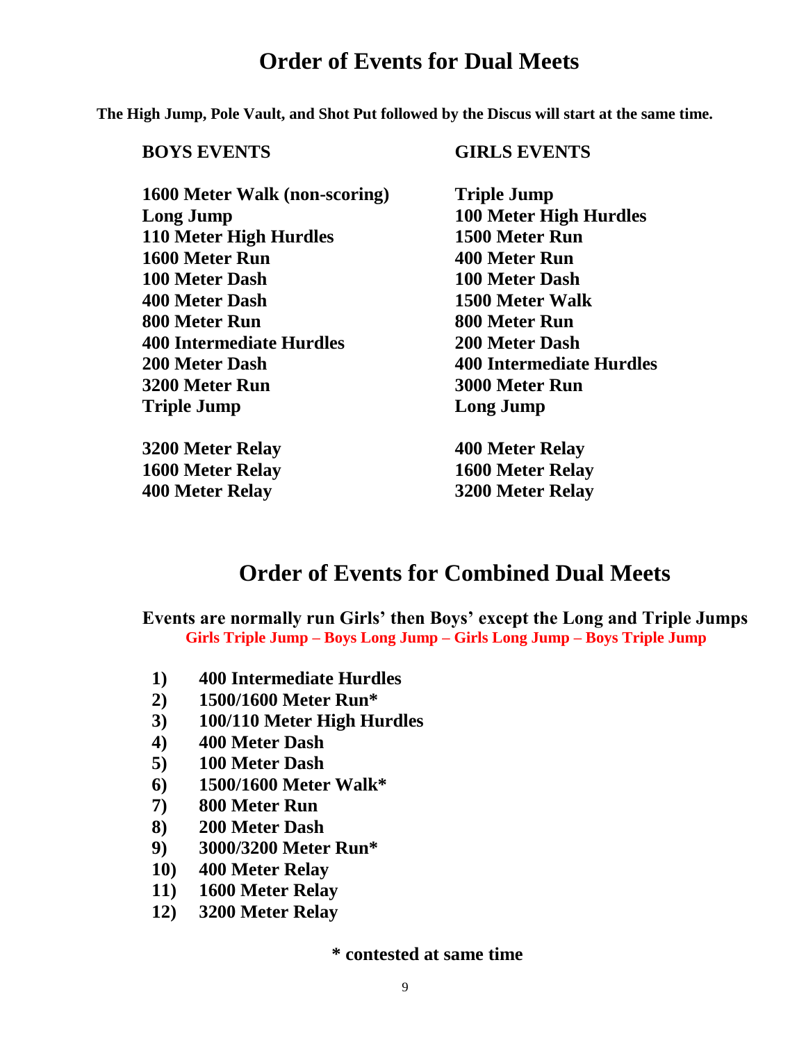# Order of Events for Dual Meets

**The High Jump, Pole Vault, and Shot Put followed by the Discus will start at the same time.**

| BOYS EVENTS | GIRLS EVENTS |
|---|---|
| 1600 Meter Walk (non-scoring) | Triple Jump |
| Long Jump | 100 Meter High Hurdles |
| 110 Meter High Hurdles | 1500 Meter Run |
| 1600 Meter Run | 400 Meter Run |
| 100 Meter Dash | 100 Meter Dash |
| 400 Meter Dash | 1500 Meter Walk |
| 800 Meter Run | 800 Meter Run |
| 400 Intermediate Hurdles | 200 Meter Dash |
| 200 Meter Dash | 400 Intermediate Hurdles |
| 3200 Meter Run | 3000 Meter Run |
| Triple Jump | Long Jump |
| 3200 Meter Relay | 400 Meter Relay |
| 1600 Meter Relay | 1600 Meter Relay |
| 400 Meter Relay | 3200 Meter Relay |

# Order of Events for Combined Dual Meets

**Events are normally run Girls' then Boys' except the Long and Triple Jumps**

**Girls Triple Jump – Boys Long Jump – Girls Long Jump – Boys Triple Jump**

1) **400 Intermediate Hurdles**
2) **1500/1600 Meter Run***
3) **100/110 Meter High Hurdles**
4) **400 Meter Dash**
5) **100 Meter Dash**
6) **1500/1600 Meter Walk***
7) **800 Meter Run**
8) **200 Meter Dash**
9) **3000/3200 Meter Run***
10) **400 Meter Relay**
11) **1600 Meter Relay**
12) **3200 Meter Relay**

**\* contested at same time**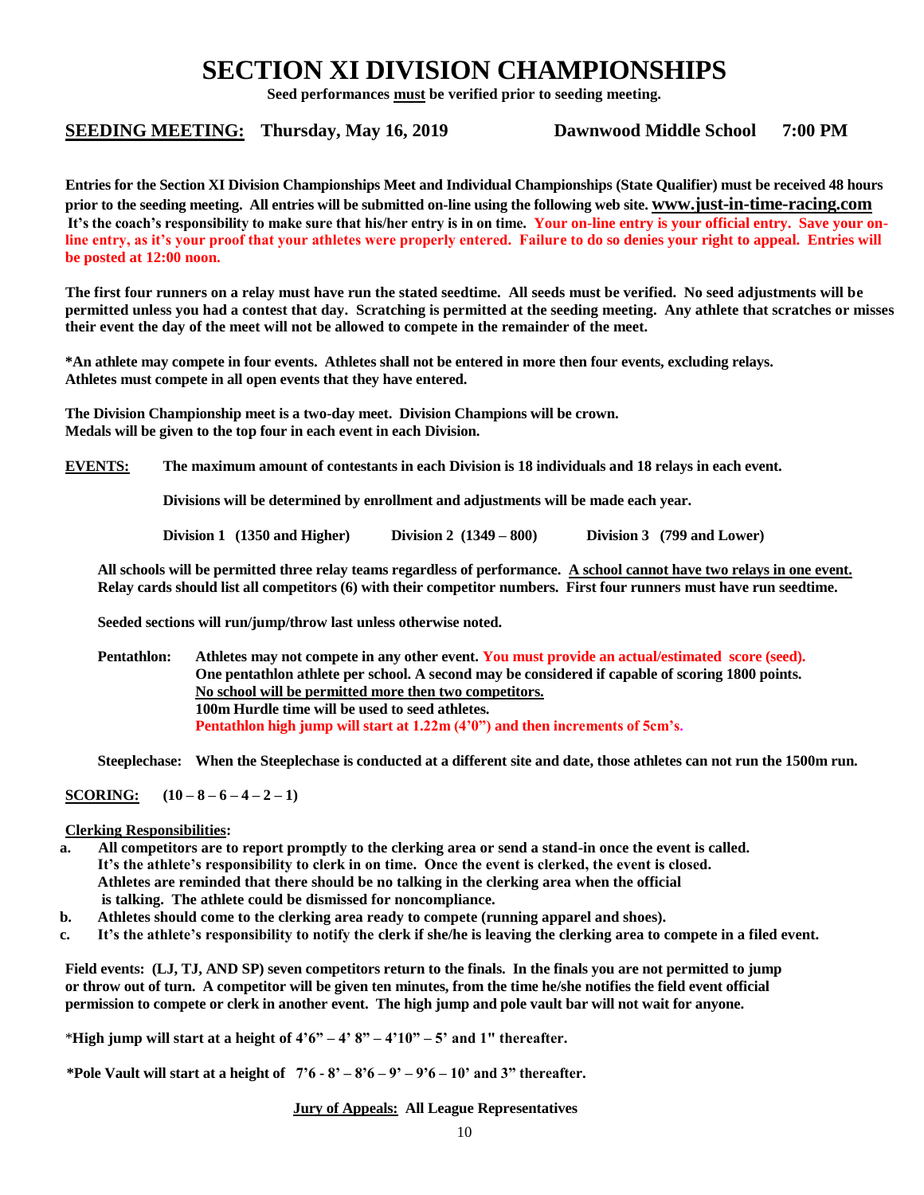# SECTION XI DIVISION CHAMPIONSHIPS

**Seed performances must be verified prior to seeding meeting.**

**SEEDING MEETING: Thursday, May 16, 2019 Dawnwood Middle School 7:00 PM**

**Entries for the Section XI Division Championships Meet and Individual Championships (State Qualifier) must be received 48 hours prior to the seeding meeting. All entries will be submitted on-line using the following web site. www.just-in-time-racing.com It's the coach's responsibility to make sure that his/her entry is in on time. Your on-line entry is your official entry. Save your on-line entry, as it's your proof that your athletes were properly entered. Failure to do so denies your right to appeal. Entries will be posted at 12:00 noon.**

**The first four runners on a relay must have run the stated seedtime. All seeds must be verified. No seed adjustments will be permitted unless you had a contest that day. Scratching is permitted at the seeding meeting. Any athlete that scratches or misses their event the day of the meet will not be allowed to compete in the remainder of the meet.**

**\*An athlete may compete in four events. Athletes shall not be entered in more then four events, excluding relays. Athletes must compete in all open events that they have entered.**

**The Division Championship meet is a two-day meet. Division Champions will be crown. Medals will be given to the top four in each event in each Division.**

**EVENTS:** **The maximum amount of contestants in each Division is 18 individuals and 18 relays in each event.**

**Divisions will be determined by enrollment and adjustments will be made each year.**

**Division 1 (1350 and Higher) Division 2 (1349 – 800) Division 3 (799 and Lower)**

**All schools will be permitted three relay teams regardless of performance. A school cannot have two relays in one event. Relay cards should list all competitors (6) with their competitor numbers. First four runners must have run seedtime.**

**Seeded sections will run/jump/throw last unless otherwise noted.**

**Pentathlon:** **Athletes may not compete in any other event. You must provide an actual/estimated score (seed). One pentathlon athlete per school. A second may be considered if capable of scoring 1800 points. No school will be permitted more then two competitors. 100m Hurdle time will be used to seed athletes. Pentathlon high jump will start at 1.22m (4'0") and then increments of 5cm's.**

**Steeplechase:** **When the Steeplechase is conducted at a different site and date, those athletes can not run the 1500m run.**

**SCORING:** **(10 – 8 – 6 – 4 – 2 – 1)**

**Clerking Responsibilities:**

a. **All competitors are to report promptly to the clerking area or send a stand-in once the event is called. It's the athlete's responsibility to clerk in on time. Once the event is clerked, the event is closed. Athletes are reminded that there should be no talking in the clerking area when the official is talking. The athlete could be dismissed for noncompliance.**
b. **Athletes should come to the clerking area ready to compete (running apparel and shoes).**
c. **It's the athlete's responsibility to notify the clerk if she/he is leaving the clerking area to compete in a filed event.**

**Field events: (LJ, TJ, AND SP) seven competitors return to the finals. In the finals you are not permitted to jump or throw out of turn. A competitor will be given ten minutes, from the time he/she notifies the field event official permission to compete or clerk in another event. The high jump and pole vault bar will not wait for anyone.**

**\*High jump will start at a height of 4'6" – 4' 8" – 4'10" – 5' and 1" thereafter.**

**\*Pole Vault will start at a height of 7'6 - 8' – 8'6 – 9' – 9'6 – 10' and 3" thereafter.**

**Jury of Appeals: All League Representatives**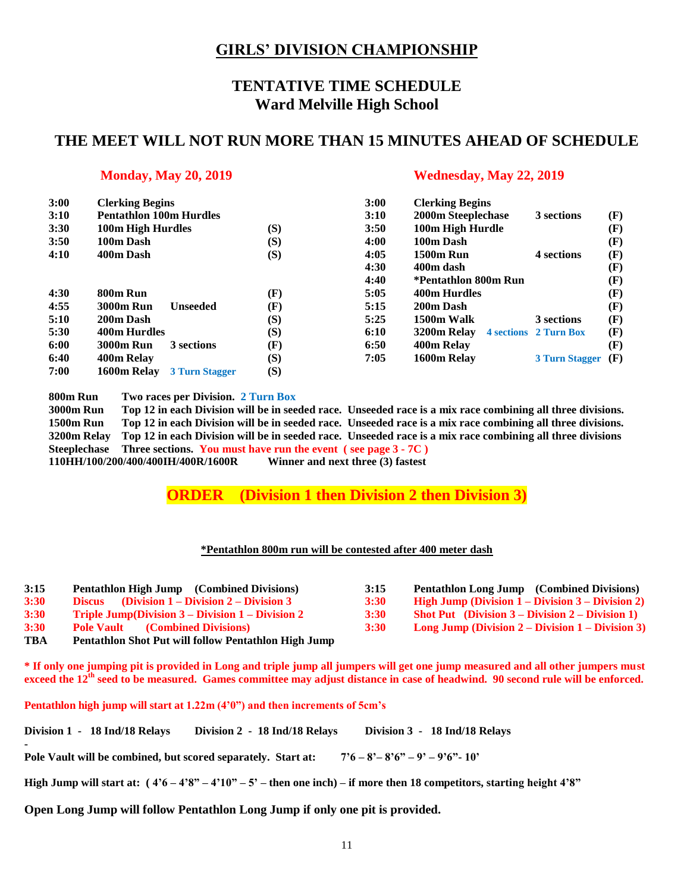## GIRLS' DIVISION CHAMPIONSHIP

## TENTATIVE TIME SCHEDULE
## Ward Melville High School

### THE MEET WILL NOT RUN MORE THAN 15 MINUTES AHEAD OF SCHEDULE

**Monday, May 20, 2019**

| Time | Event | | |
|---|---|---|---|
| 3:00 | Clerking Begins | | |
| 3:10 | Pentathlon 100m Hurdles | | |
| 3:30 | 100m High Hurdles | | (S) |
| 3:50 | 100m Dash | | (S) |
| 4:10 | 400m Dash | | (S) |
| 4:30 | 800m Run | | (F) |
| 4:55 | 3000m Run | Unseeded | (F) |
| 5:10 | 200m Dash | | (S) |
| 5:30 | 400m Hurdles | | (S) |
| 6:00 | 3000m Run | 3 sections | (F) |
| 6:40 | 400m Relay | | (S) |
| 7:00 | 1600m Relay | 3 Turn Stagger | (S) |

**Wednesday, May 22, 2019**

| Time | Event | | |
|---|---|---|---|
| 3:00 | Clerking Begins | | |
| 3:10 | 2000m Steeplechase | 3 sections | (F) |
| 3:50 | 100m High Hurdle | | (F) |
| 4:00 | 100m Dash | | (F) |
| 4:05 | 1500m Run | 4 sections | (F) |
| 4:30 | 400m dash | | (F) |
| 4:40 | *Pentathlon 800m Run | | (F) |
| 5:05 | 400m Hurdles | | (F) |
| 5:15 | 200m Dash | | (F) |
| 5:25 | 1500m Walk | 3 sections | (F) |
| 6:10 | 3200m Relay | 4 sections 2 Turn Box | (F) |
| 6:50 | 400m Relay | | (F) |
| 7:05 | 1600m Relay | 3 Turn Stagger | (F) |

**800m Run** Two races per Division. 2 Turn Box
**3000m Run** Top 12 in each Division will be in seeded race. Unseeded race is a mix race combining all three divisions.
**1500m Run** Top 12 in each Division will be in seeded race. Unseeded race is a mix race combining all three divisions.
**3200m Relay** Top 12 in each Division will be in seeded race. Unseeded race is a mix race combining all three divisions
**Steeplechase** Three sections. You must have run the event ( see page 3 - 7C )
**110HH/100/200/400/400IH/400R/1600R** Winner and next three (3) fastest

### ORDER (Division 1 then Division 2 then Division 3)

**\*Pentathlon 800m run will be contested after 400 meter dash**

| Time | Event |
|---|---|
| 3:15 | Pentathlon High Jump (Combined Divisions) |
| 3:30 | Discus (Division 1 – Division 2 – Division 3 |
| 3:30 | Triple Jump(Division 3 – Division 1 – Division 2 |
| 3:30 | Pole Vault (Combined Divisions) |
| TBA | Pentathlon Shot Put will follow Pentathlon High Jump |

| Time | Event |
|---|---|
| 3:15 | Pentathlon Long Jump (Combined Divisions) |
| 3:30 | High Jump (Division 1 – Division 3 – Division 2) |
| 3:30 | Shot Put (Division 3 – Division 2 – Division 1) |
| 3:30 | Long Jump (Division 2 – Division 1 – Division 3) |

**\* If only one jumping pit is provided in Long and triple jump all jumpers will get one jump measured and all other jumpers must exceed the 12th seed to be measured. Games committee may adjust distance in case of headwind. 90 second rule will be enforced.**

**Pentathlon high jump will start at 1.22m (4'0") and then increments of 5cm's**

**Division 1 - 18 Ind/18 Relays    Division 2 - 18 Ind/18 Relays    Division 3 - 18 Ind/18 Relays**

-

**Pole Vault will be combined, but scored separately. Start at: 7'6 – 8'– 8'6" – 9' – 9'6"- 10'**

**High Jump will start at: ( 4'6 – 4'8" – 4'10" – 5' – then one inch) – if more then 18 competitors, starting height 4'8"**

**Open Long Jump will follow Pentathlon Long Jump if only one pit is provided.**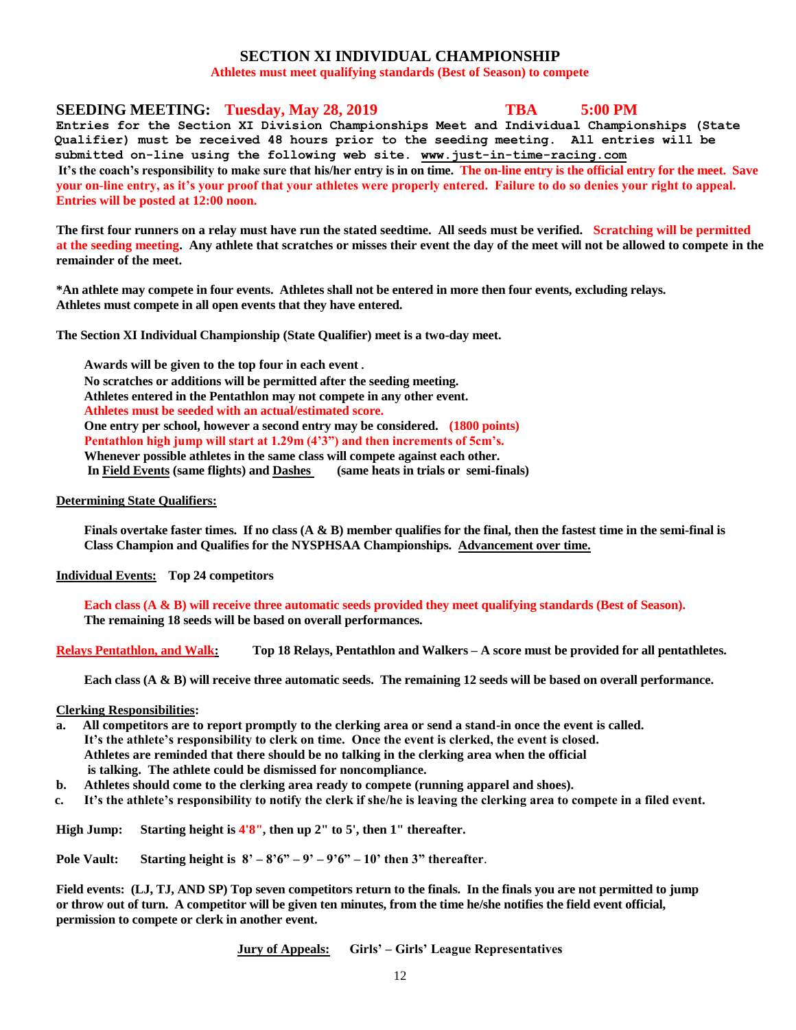# SECTION XI INDIVIDUAL CHAMPIONSHIP

**Athletes must meet qualifying standards (Best of Season) to compete**

## SEEDING MEETING: Tuesday, May 28, 2019 TBA 5:00 PM

**Entries for the Section XI Division Championships Meet and Individual Championships (State Qualifier) must be received 48 hours prior to the seeding meeting. All entries will be submitted on-line using the following web site. www.just-in-time-racing.com**

**It's the coach's responsibility to make sure that his/her entry is in on time. The on-line entry is the official entry for the meet. Save your on-line entry, as it's your proof that your athletes were properly entered. Failure to do so denies your right to appeal. Entries will be posted at 12:00 noon.**

**The first four runners on a relay must have run the stated seedtime. All seeds must be verified. Scratching will be permitted at the seeding meeting. Any athlete that scratches or misses their event the day of the meet will not be allowed to compete in the remainder of the meet.**

**\*An athlete may compete in four events. Athletes shall not be entered in more then four events, excluding relays. Athletes must compete in all open events that they have entered.**

**The Section XI Individual Championship (State Qualifier) meet is a two-day meet.**

**Awards will be given to the top four in each event .**
**No scratches or additions will be permitted after the seeding meeting.**
**Athletes entered in the Pentathlon may not compete in any other event.**
**Athletes must be seeded with an actual/estimated score.**
**One entry per school, however a second entry may be considered. (1800 points)**
**Pentathlon high jump will start at 1.29m (4'3") and then increments of 5cm's.**
**Whenever possible athletes in the same class will compete against each other.**
**In Field Events (same flights) and Dashes (same heats in trials or semi-finals)**

**Determining State Qualifiers:**

**Finals overtake faster times. If no class (A & B) member qualifies for the final, then the fastest time in the semi-final is Class Champion and Qualifies for the NYSPHSAA Championships. Advancement over time.**

**Individual Events: Top 24 competitors**

**Each class (A & B) will receive three automatic seeds provided they meet qualifying standards (Best of Season). The remaining 18 seeds will be based on overall performances.**

**Relays Pentathlon, and Walk: Top 18 Relays, Pentathlon and Walkers – A score must be provided for all pentathletes.**

**Each class (A & B) will receive three automatic seeds. The remaining 12 seeds will be based on overall performance.**

**Clerking Responsibilities:**

a. **All competitors are to report promptly to the clerking area or send a stand-in once the event is called. It's the athlete's responsibility to clerk on time. Once the event is clerked, the event is closed. Athletes are reminded that there should be no talking in the clerking area when the official is talking. The athlete could be dismissed for noncompliance.**
b. **Athletes should come to the clerking area ready to compete (running apparel and shoes).**
c. **It's the athlete's responsibility to notify the clerk if she/he is leaving the clerking area to compete in a filed event.**

**High Jump: Starting height is 4'8", then up 2" to 5', then 1" thereafter.**

**Pole Vault: Starting height is 8' – 8'6" – 9' – 9'6" – 10' then 3" thereafter.**

**Field events: (LJ, TJ, AND SP) Top seven competitors return to the finals. In the finals you are not permitted to jump or throw out of turn. A competitor will be given ten minutes, from the time he/she notifies the field event official, permission to compete or clerk in another event.**

**Jury of Appeals: Girls' – Girls' League Representatives**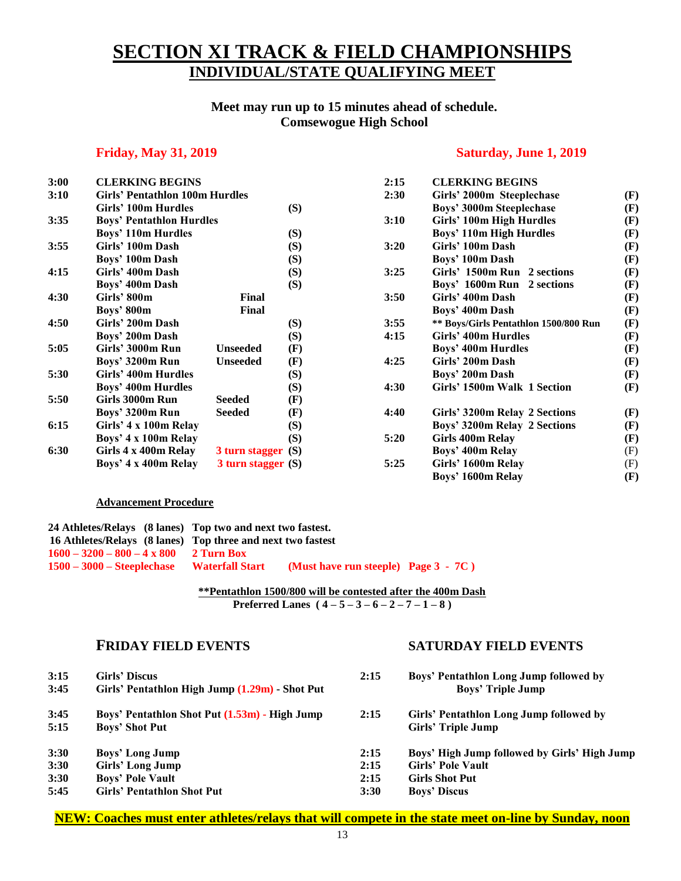# SECTION XI TRACK & FIELD CHAMPIONSHIPS

## INDIVIDUAL/STATE QUALIFYING MEET

**Meet may run up to 15 minutes ahead of schedule.**
**Comsewogue High School**

### Friday, May 31, 2019

| Time | Event | | |
|---|---|---|---|
| 3:00 | CLERKING BEGINS | | |
| 3:10 | Girls' Pentathlon 100m Hurdles | | |
| | Girls' 100m Hurdles | | (S) |
| 3:35 | Boys' Pentathlon Hurdles | | |
| | Boys' 110m Hurdles | | (S) |
| 3:55 | Girls' 100m Dash | | (S) |
| | Boys' 100m Dash | | (S) |
| 4:15 | Girls' 400m Dash | | (S) |
| | Boys' 400m Dash | | (S) |
| 4:30 | Girls' 800m | Final | |
| | Boys' 800m | Final | |
| 4:50 | Girls' 200m Dash | | (S) |
| | Boys' 200m Dash | | (S) |
| 5:05 | Girls' 3000m Run | Unseeded | (F) |
| | Boys' 3200m Run | Unseeded | (F) |
| 5:30 | Girls' 400m Hurdles | | (S) |
| | Boys' 400m Hurdles | | (S) |
| 5:50 | Girls 3000m Run | Seeded | (F) |
| | Boys' 3200m Run | Seeded | (F) |
| 6:15 | Girls' 4 x 100m Relay | | (S) |
| | Boys' 4 x 100m Relay | | (S) |
| 6:30 | Girls 4 x 400m Relay | 3 turn stagger | (S) |
| | Boys' 4 x 400m Relay | 3 turn stagger | (S) |

### Saturday, June 1, 2019

| Time | Event | |
|---|---|---|
| 2:15 | CLERKING BEGINS | |
| 2:30 | Girls' 2000m Steeplechase | (F) |
| | Boys' 3000m Steeplechase | (F) |
| 3:10 | Girls' 100m High Hurdles | (F) |
| | Boys' 110m High Hurdles | (F) |
| 3:20 | Girls' 100m Dash | (F) |
| | Boys' 100m Dash | (F) |
| 3:25 | Girls' 1500m Run 2 sections | (F) |
| | Boys' 1600m Run 2 sections | (F) |
| 3:50 | Girls' 400m Dash | (F) |
| | Boys' 400m Dash | (F) |
| 3:55 | ** Boys/Girls Pentathlon 1500/800 Run | (F) |
| 4:15 | Girls' 400m Hurdles | (F) |
| | Boys' 400m Hurdles | (F) |
| 4:25 | Girls' 200m Dash | (F) |
| | Boys' 200m Dash | (F) |
| 4:30 | Girls' 1500m Walk 1 Section | (F) |
| 4:40 | Girls' 3200m Relay 2 Sections | (F) |
| | Boys' 3200m Relay 2 Sections | (F) |
| 5:20 | Girls 400m Relay | (F) |
| | Boys' 400m Relay | (F) |
| 5:25 | Girls' 1600m Relay | (F) |
| | Boys' 1600m Relay | (F) |

**Advancement Procedure**

**24 Athletes/Relays (8 lanes) Top two and next two fastest.**
**16 Athletes/Relays (8 lanes) Top three and next two fastest**
**1600 – 3200 – 800 – 4 x 800 2 Turn Box**
**1500 – 3000 – Steeplechase Waterfall Start (Must have run steeple) Page 3 - 7C )**

**\*\*Pentathlon 1500/800 will be contested after the 400m Dash**
**Preferred Lanes ( 4 – 5 – 3 – 6 – 2 – 7 – 1 – 8 )**

### FRIDAY FIELD EVENTS

| Time | Event |
|---|---|
| 3:15 | Girls' Discus |
| 3:45 | Girls' Pentathlon High Jump (1.29m) - Shot Put |
| 3:45 | Boys' Pentathlon Shot Put (1.53m) - High Jump |
| 5:15 | Boys' Shot Put |
| 3:30 | Boys' Long Jump |
| 3:30 | Girls' Long Jump |
| 3:30 | Boys' Pole Vault |
| 5:45 | Girls' Pentathlon Shot Put |

### SATURDAY FIELD EVENTS

| Time | Event |
|---|---|
| 2:15 | Boys' Pentathlon Long Jump followed by Boys' Triple Jump |
| 2:15 | Girls' Pentathlon Long Jump followed by Girls' Triple Jump |
| 2:15 | Boys' High Jump followed by Girls' High Jump |
| 2:15 | Girls' Pole Vault |
| 2:15 | Girls Shot Put |
| 3:30 | Boys' Discus |

**NEW: Coaches must enter athletes/relays that will compete in the state meet on-line by Sunday, noon**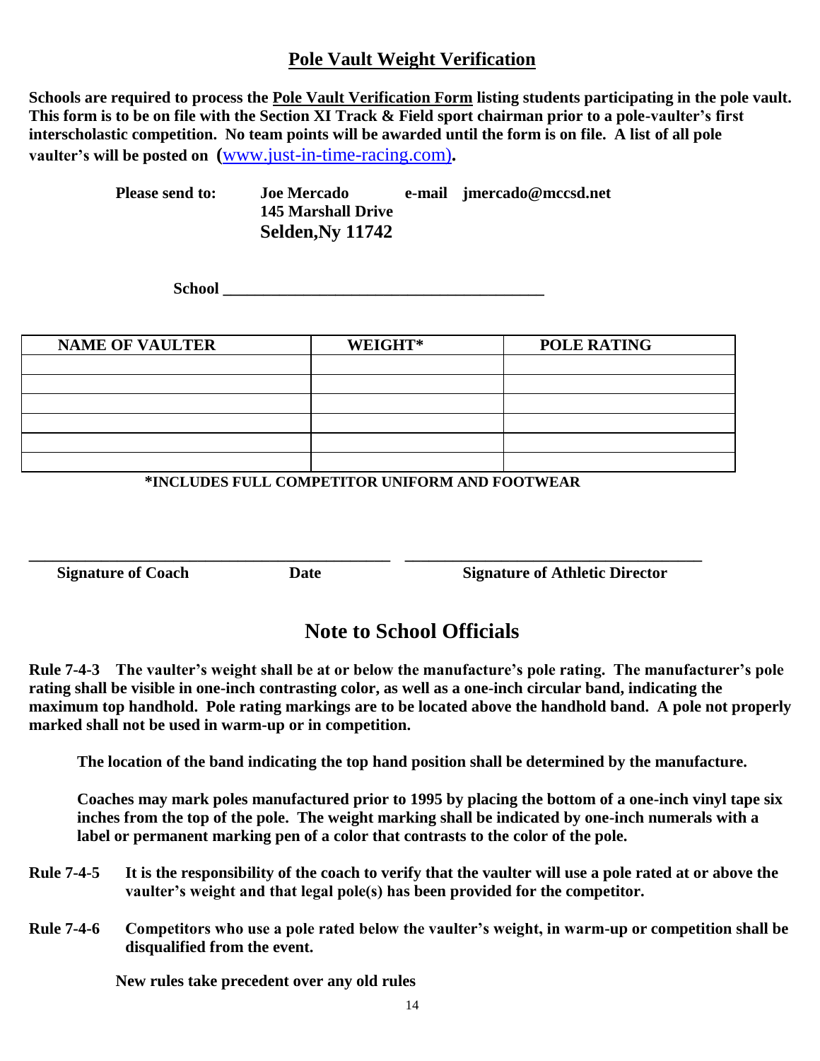## Pole Vault Weight Verification

**Schools are required to process the Pole Vault Verification Form listing students participating in the pole vault. This form is to be on file with the Section XI Track & Field sport chairman prior to a pole-vaulter's first interscholastic competition. No team points will be awarded until the form is on file. A list of all pole vaulter's will be posted on (www.just-in-time-racing.com).**

**Please send to:** **Joe Mercado** **e-mail jmercado@mccsd.net**
**145 Marshall Drive**
**Selden,Ny 11742**

**School \_\_\_\_\_\_\_\_\_\_\_\_\_\_\_\_\_\_\_\_\_\_\_\_\_\_\_\_\_\_\_\_\_\_\_\_\_\_\_\_**

| NAME OF VAULTER | WEIGHT* | POLE RATING |
|---|---|---|
| | | |
| | | |
| | | |
| | | |
| | | |
| | | |

**\*INCLUDES FULL COMPETITOR UNIFORM AND FOOTWEAR**

\_\_\_\_\_\_\_\_\_\_\_\_\_\_\_\_\_\_\_\_\_\_\_\_\_\_\_\_\_\_\_\_\_\_\_\_\_\_\_\_\_\_ \_\_\_\_\_\_\_\_\_\_\_\_\_\_\_\_\_\_\_\_\_\_\_\_\_\_\_\_\_\_\_\_\_\_\_\_\_

**Signature of Coach** **Date** **Signature of Athletic Director**

## Note to School Officials

**Rule 7-4-3 The vaulter's weight shall be at or below the manufacture's pole rating. The manufacturer's pole rating shall be visible in one-inch contrasting color, as well as a one-inch circular band, indicating the maximum top handhold. Pole rating markings are to be located above the handhold band. A pole not properly marked shall not be used in warm-up or in competition.**

**The location of the band indicating the top hand position shall be determined by the manufacture.**

**Coaches may mark poles manufactured prior to 1995 by placing the bottom of a one-inch vinyl tape six inches from the top of the pole. The weight marking shall be indicated by one-inch numerals with a label or permanent marking pen of a color that contrasts to the color of the pole.**

**Rule 7-4-5 It is the responsibility of the coach to verify that the vaulter will use a pole rated at or above the vaulter's weight and that legal pole(s) has been provided for the competitor.**

**Rule 7-4-6 Competitors who use a pole rated below the vaulter's weight, in warm-up or competition shall be disqualified from the event.**

**New rules take precedent over any old rules**